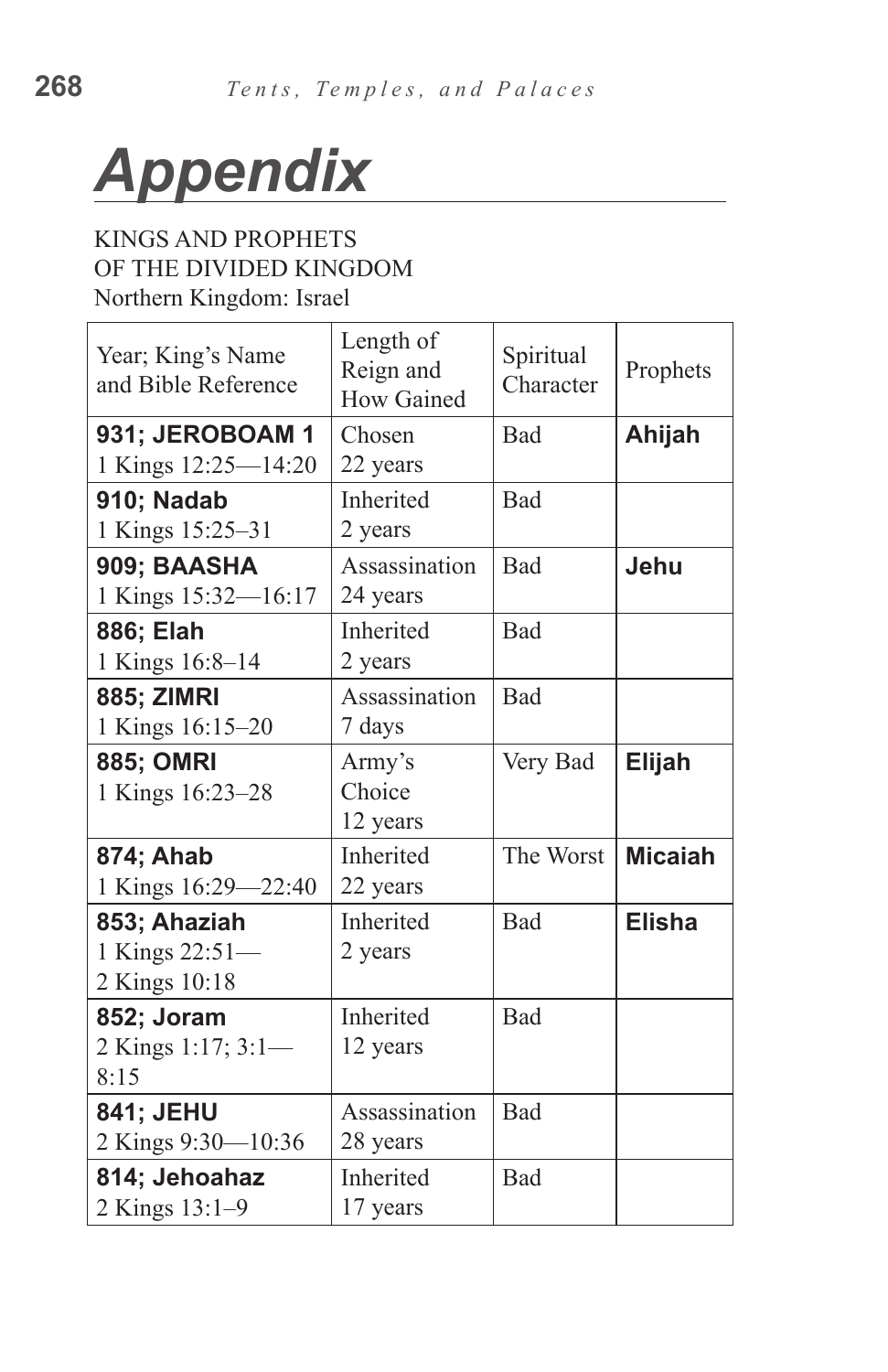# *Appendix*

KINGS AND PROPHETS
OF THE DIVIDED KINGDOM
Northern Kingdom: Israel

| Year; King's Name and Bible Reference | Length of Reign and How Gained | Spiritual Character | Prophets |
|---|---|---|---|
| **931; JEROBOAM 1** 1 Kings 12:25—14:20 | Chosen 22 years | Bad | **Ahijah** |
| **910; Nadab** 1 Kings 15:25–31 | Inherited 2 years | Bad | |
| **909; BAASHA** 1 Kings 15:32—16:17 | Assassination 24 years | Bad | **Jehu** |
| **886; Elah** 1 Kings 16:8–14 | Inherited 2 years | Bad | |
| **885; ZIMRI** 1 Kings 16:15–20 | Assassination 7 days | Bad | |
| **885; OMRI** 1 Kings 16:23–28 | Army's Choice 12 years | Very Bad | **Elijah** |
| **874; Ahab** 1 Kings 16:29—22:40 | Inherited 22 years | The Worst | **Micaiah** |
| **853; Ahaziah** 1 Kings 22:51— 2 Kings 10:18 | Inherited 2 years | Bad | **Elisha** |
| **852; Joram** 2 Kings 1:17; 3:1— 8:15 | Inherited 12 years | Bad | |
| **841; JEHU** 2 Kings 9:30—10:36 | Assassination 28 years | Bad | |
| **814; Jehoahaz** 2 Kings 13:1–9 | Inherited 17 years | Bad | |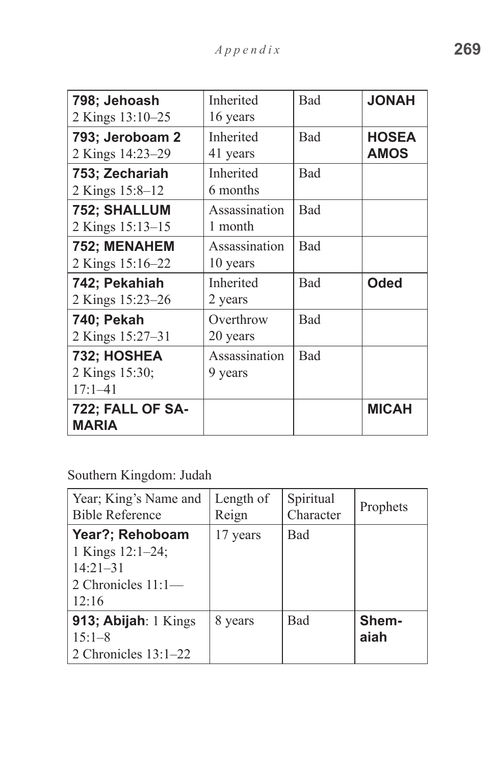| **798; Jehoash** 2 Kings 13:10–25 | Inherited 16 years | Bad | **JONAH** |
|---|---|---|---|
| **793; Jeroboam 2** 2 Kings 14:23–29 | Inherited 41 years | Bad | **HOSEA AMOS** |
| **753; Zechariah** 2 Kings 15:8–12 | Inherited 6 months | Bad | |
| **752; SHALLUM** 2 Kings 15:13–15 | Assassination 1 month | Bad | |
| **752; MENAHEM** 2 Kings 15:16–22 | Assassination 10 years | Bad | |
| **742; Pekahiah** 2 Kings 15:23–26 | Inherited 2 years | Bad | **Oded** |
| **740; Pekah** 2 Kings 15:27–31 | Overthrow 20 years | Bad | |
| **732; HOSHEA** 2 Kings 15:30; 17:1–41 | Assassination 9 years | Bad | |
| **722; FALL OF SAMARIA** | | | **MICAH** |

Southern Kingdom: Judah

| Year; King's Name and Bible Reference | Length of Reign | Spiritual Character | Prophets |
|---|---|---|---|
| **Year?; Rehoboam** 1 Kings 12:1–24; 14:21–31 2 Chronicles 11:1—12:16 | 17 years | Bad | |
| **913; Abijah**: 1 Kings 15:1–8 2 Chronicles 13:1–22 | 8 years | Bad | **Shemaiah** |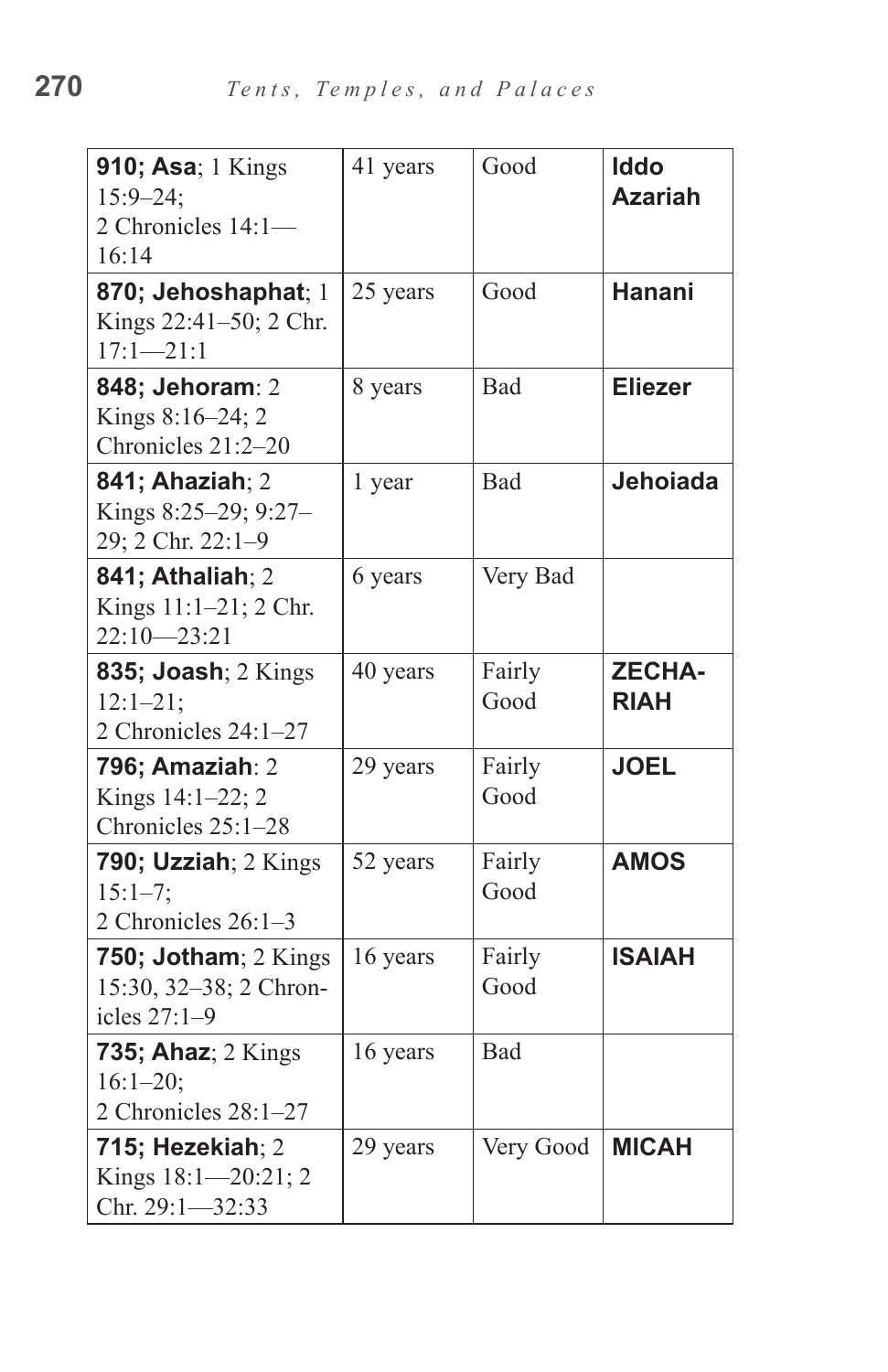| | | | |
|---|---|---|---|
| **910; Asa**; 1 Kings 15:9–24; 2 Chronicles 14:1—16:14 | 41 years | Good | **Iddo Azariah** |
| **870; Jehoshaphat**; 1 Kings 22:41–50; 2 Chr. 17:1—21:1 | 25 years | Good | **Hanani** |
| **848; Jehoram**: 2 Kings 8:16–24; 2 Chronicles 21:2–20 | 8 years | Bad | **Eliezer** |
| **841; Ahaziah**; 2 Kings 8:25–29; 9:27–29; 2 Chr. 22:1–9 | 1 year | Bad | **Jehoiada** |
| **841; Athaliah**; 2 Kings 11:1–21; 2 Chr. 22:10—23:21 | 6 years | Very Bad | |
| **835; Joash**; 2 Kings 12:1–21; 2 Chronicles 24:1–27 | 40 years | Fairly Good | **ZECHARIAH** |
| **796; Amaziah**: 2 Kings 14:1–22; 2 Chronicles 25:1–28 | 29 years | Fairly Good | **JOEL** |
| **790; Uzziah**; 2 Kings 15:1–7; 2 Chronicles 26:1–3 | 52 years | Fairly Good | **AMOS** |
| **750; Jotham**; 2 Kings 15:30, 32–38; 2 Chronicles 27:1–9 | 16 years | Fairly Good | **ISAIAH** |
| **735; Ahaz**; 2 Kings 16:1–20; 2 Chronicles 28:1–27 | 16 years | Bad | |
| **715; Hezekiah**; 2 Kings 18:1—20:21; 2 Chr. 29:1—32:33 | 29 years | Very Good | **MICAH** |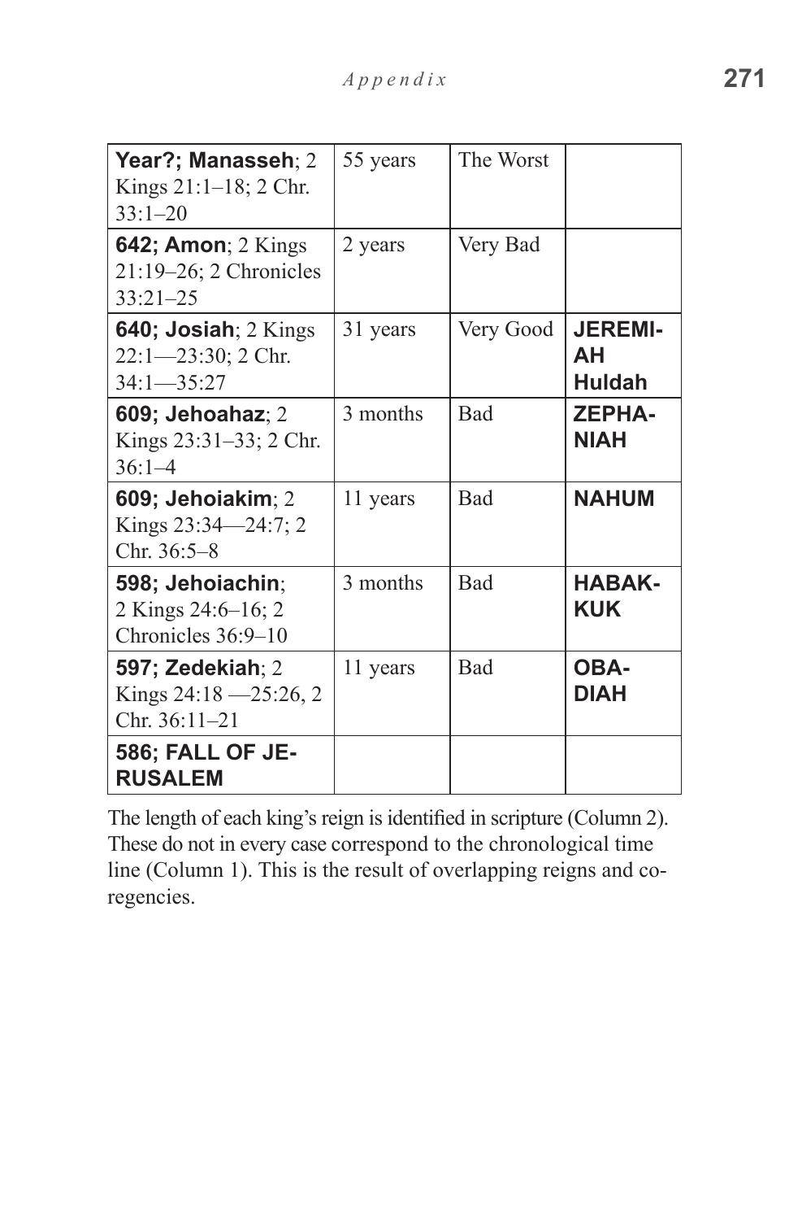| | | | |
|---|---|---|---|
| **Year?; Manasseh**; 2 Kings 21:1–18; 2 Chr. 33:1–20 | 55 years | The Worst | |
| **642; Amon**; 2 Kings 21:19–26; 2 Chronicles 33:21–25 | 2 years | Very Bad | |
| **640; Josiah**; 2 Kings 22:1—23:30; 2 Chr. 34:1—35:27 | 31 years | Very Good | **JEREMIAH Huldah** |
| **609; Jehoahaz**; 2 Kings 23:31–33; 2 Chr. 36:1–4 | 3 months | Bad | **ZEPHANIAH** |
| **609; Jehoiakim**; 2 Kings 23:34—24:7; 2 Chr. 36:5–8 | 11 years | Bad | **NAHUM** |
| **598; Jehoiachin**; 2 Kings 24:6–16; 2 Chronicles 36:9–10 | 3 months | Bad | **HABAKKUK** |
| **597; Zedekiah**; 2 Kings 24:18 —25:26, 2 Chr. 36:11–21 | 11 years | Bad | **OBADIAH** |
| **586; FALL OF JERUSALEM** | | | |

The length of each king's reign is identified in scripture (Column 2). These do not in every case correspond to the chronological time line (Column 1). This is the result of overlapping reigns and co-regencies.